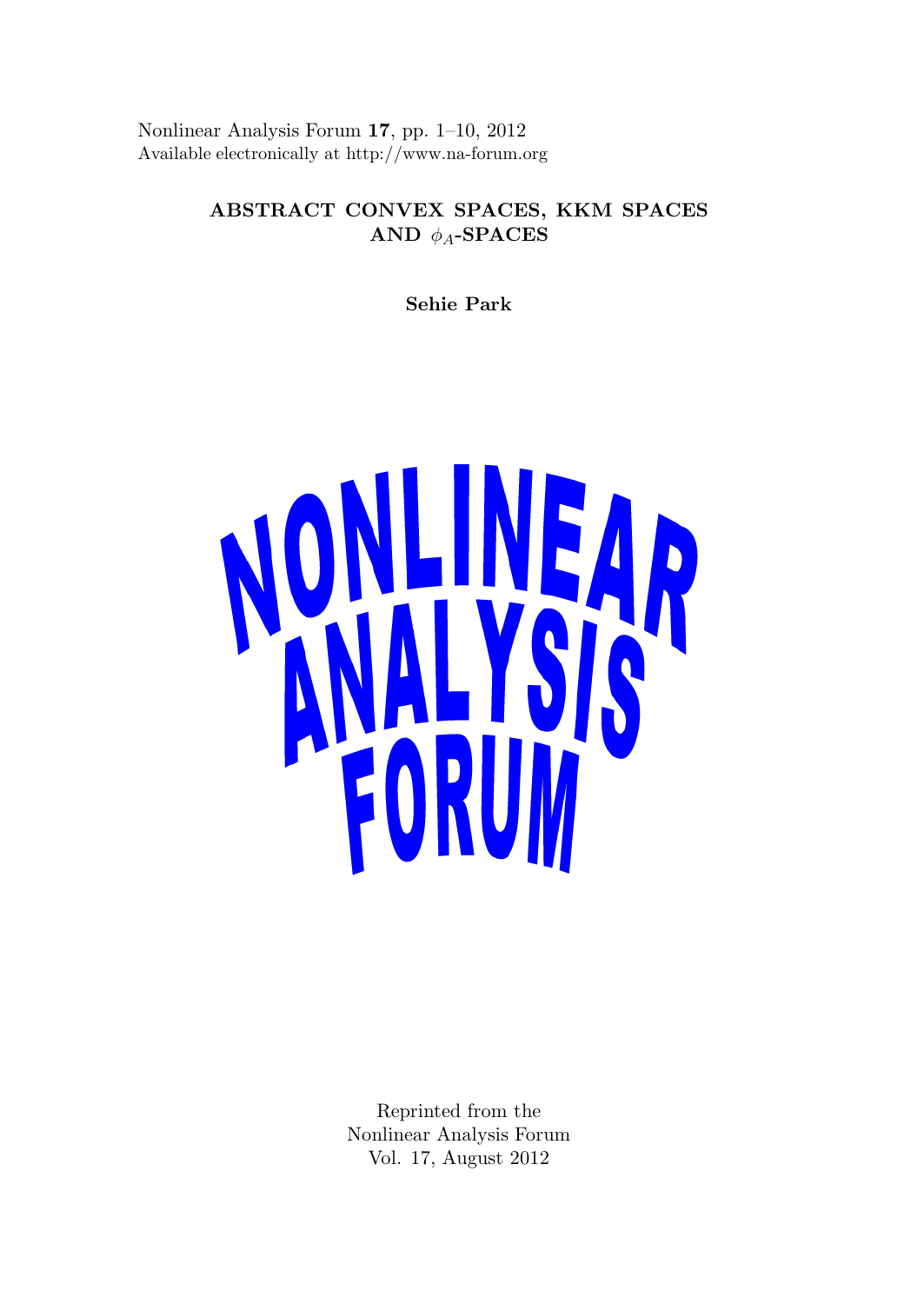Nonlinear Analysis Forum **17**, pp. 1–10, 2012
Available electronically at http://www.na-forum.org

# ABSTRACT CONVEX SPACES, KKM SPACES AND $\phi_A$-SPACES

**Sehie Park**

NONLINEAR ANALYSIS FORUM

Reprinted from the
Nonlinear Analysis Forum
Vol. 17, August 2012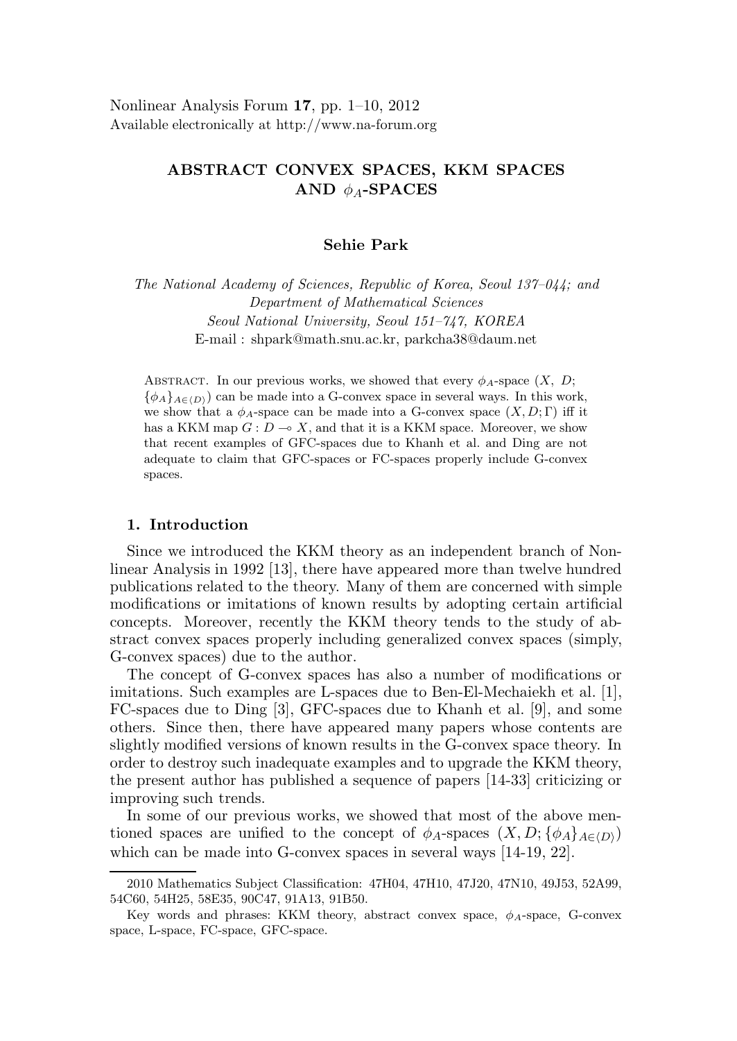Nonlinear Analysis Forum **17**, pp. 1–10, 2012
Available electronically at http://www.na-forum.org

# ABSTRACT CONVEX SPACES, KKM SPACES AND $\phi_A$-SPACES

**Sehie Park**

*The National Academy of Sciences, Republic of Korea, Seoul 137–044; and Department of Mathematical Sciences Seoul National University, Seoul 151–747, KOREA*
E-mail : shpark@math.snu.ac.kr, parkcha38@daum.net

Abstract. In our previous works, we showed that every $\phi_A$-space $(X,\ D;\ \{\phi_A\}_{A\in\langle D\rangle})$ can be made into a G-convex space in several ways. In this work, we show that a $\phi_A$-space can be made into a G-convex space $(X, D; \Gamma)$ iff it has a KKM map $G : D \multimap X$, and that it is a KKM space. Moreover, we show that recent examples of GFC-spaces due to Khanh et al. and Ding are not adequate to claim that GFC-spaces or FC-spaces properly include G-convex spaces.

## 1. Introduction

Since we introduced the KKM theory as an independent branch of Nonlinear Analysis in 1992 [13], there have appeared more than twelve hundred publications related to the theory. Many of them are concerned with simple modifications or imitations of known results by adopting certain artificial concepts. Moreover, recently the KKM theory tends to the study of abstract convex spaces properly including generalized convex spaces (simply, G-convex spaces) due to the author.

The concept of G-convex spaces has also a number of modifications or imitations. Such examples are L-spaces due to Ben-El-Mechaiekh et al. [1], FC-spaces due to Ding [3], GFC-spaces due to Khanh et al. [9], and some others. Since then, there have appeared many papers whose contents are slightly modified versions of known results in the G-convex space theory. In order to destroy such inadequate examples and to upgrade the KKM theory, the present author has published a sequence of papers [14-33] criticizing or improving such trends.

In some of our previous works, we showed that most of the above mentioned spaces are unified to the concept of $\phi_A$-spaces $(X, D; \{\phi_A\}_{A\in\langle D\rangle})$ which can be made into G-convex spaces in several ways [14-19, 22].

---

2010 Mathematics Subject Classification: 47H04, 47H10, 47J20, 47N10, 49J53, 52A99, 54C60, 54H25, 58E35, 90C47, 91A13, 91B50.

Key words and phrases: KKM theory, abstract convex space, $\phi_A$-space, G-convex space, L-space, FC-space, GFC-space.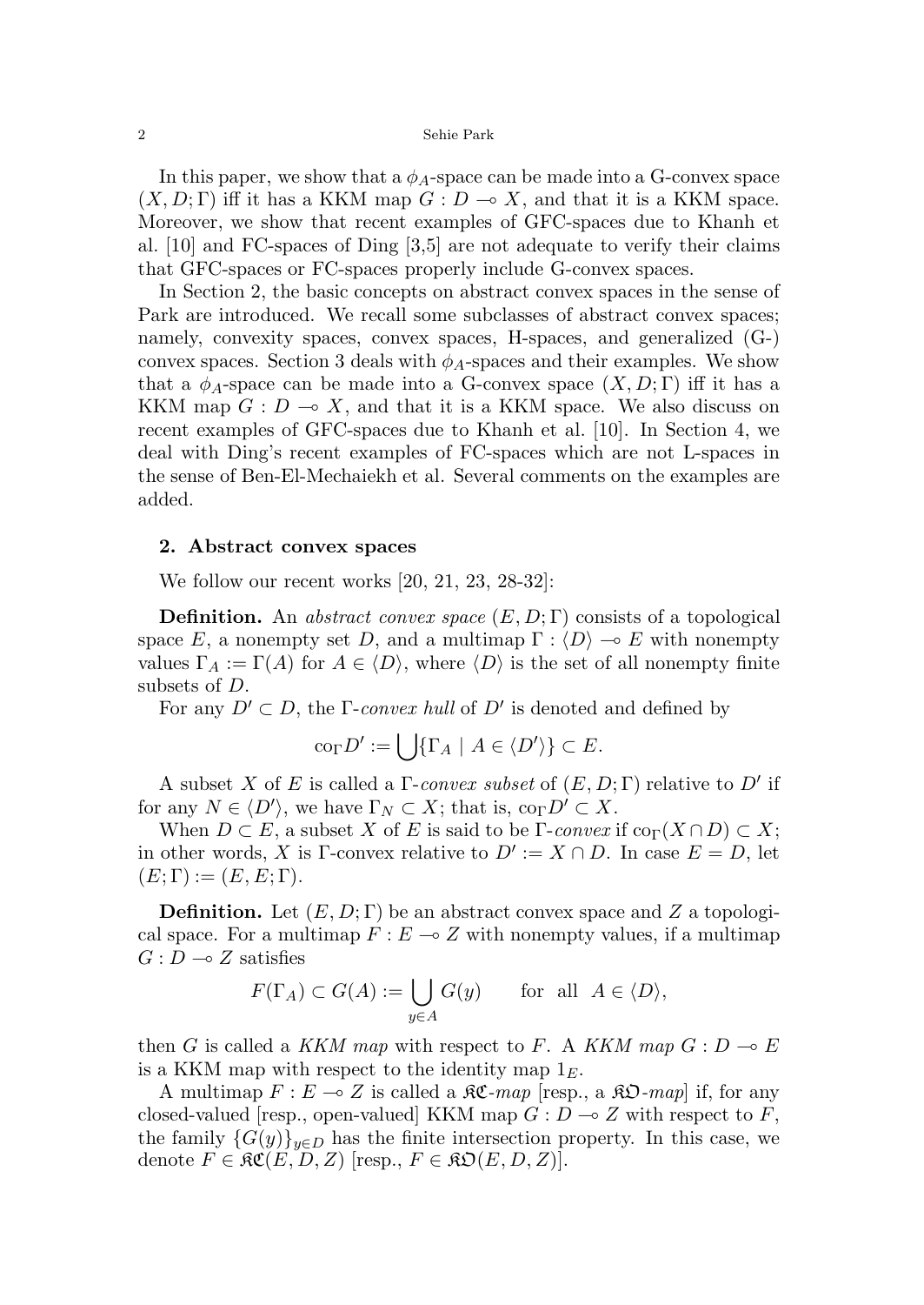In this paper, we show that a $\phi_A$-space can be made into a G-convex space $(X, D; \Gamma)$ iff it has a KKM map $G : D \multimap X$, and that it is a KKM space. Moreover, we show that recent examples of GFC-spaces due to Khanh et al. [10] and FC-spaces of Ding [3,5] are not adequate to verify their claims that GFC-spaces or FC-spaces properly include G-convex spaces.

In Section 2, the basic concepts on abstract convex spaces in the sense of Park are introduced. We recall some subclasses of abstract convex spaces; namely, convexity spaces, convex spaces, H-spaces, and generalized (G-) convex spaces. Section 3 deals with $\phi_A$-spaces and their examples. We show that a $\phi_A$-space can be made into a G-convex space $(X, D; \Gamma)$ iff it has a KKM map $G : D \multimap X$, and that it is a KKM space. We also discuss on recent examples of GFC-spaces due to Khanh et al. [10]. In Section 4, we deal with Ding's recent examples of FC-spaces which are not L-spaces in the sense of Ben-El-Mechaiekh et al. Several comments on the examples are added.

## 2. Abstract convex spaces

We follow our recent works [20, 21, 23, 28-32]:

**Definition.** An *abstract convex space* $(E, D; \Gamma)$ consists of a topological space $E$, a nonempty set $D$, and a multimap $\Gamma : \langle D \rangle \multimap E$ with nonempty values $\Gamma_A := \Gamma(A)$ for $A \in \langle D \rangle$, where $\langle D \rangle$ is the set of all nonempty finite subsets of $D$.

For any $D' \subset D$, the $\Gamma$-*convex hull* of $D'$ is denoted and defined by

$$\mathrm{co}_\Gamma D' := \bigcup \{\Gamma_A \mid A \in \langle D' \rangle\} \subset E.$$

A subset $X$ of $E$ is called a $\Gamma$-*convex subset* of $(E, D; \Gamma)$ relative to $D'$ if for any $N \in \langle D' \rangle$, we have $\Gamma_N \subset X$; that is, $\mathrm{co}_\Gamma D' \subset X$.

When $D \subset E$, a subset $X$ of $E$ is said to be $\Gamma$-*convex* if $\mathrm{co}_\Gamma(X \cap D) \subset X$; in other words, $X$ is $\Gamma$-convex relative to $D' := X \cap D$. In case $E = D$, let $(E; \Gamma) := (E, E; \Gamma)$.

**Definition.** Let $(E, D; \Gamma)$ be an abstract convex space and $Z$ a topological space. For a multimap $F : E \multimap Z$ with nonempty values, if a multimap $G : D \multimap Z$ satisfies

$$F(\Gamma_A) \subset G(A) := \bigcup_{y \in A} G(y) \qquad \text{for all } \ A \in \langle D \rangle,$$

then $G$ is called a *KKM map* with respect to $F$. A *KKM map* $G : D \multimap E$ is a KKM map with respect to the identity map $1_E$.

A multimap $F : E \multimap Z$ is called a $\mathfrak{KC}$-*map* [resp., a $\mathfrak{KO}$-*map*] if, for any closed-valued [resp., open-valued] KKM map $G : D \multimap Z$ with respect to $F$, the family $\{G(y)\}_{y \in D}$ has the finite intersection property. In this case, we denote $F \in \mathfrak{KC}(E, D, Z)$ [resp., $F \in \mathfrak{KO}(E, D, Z)$].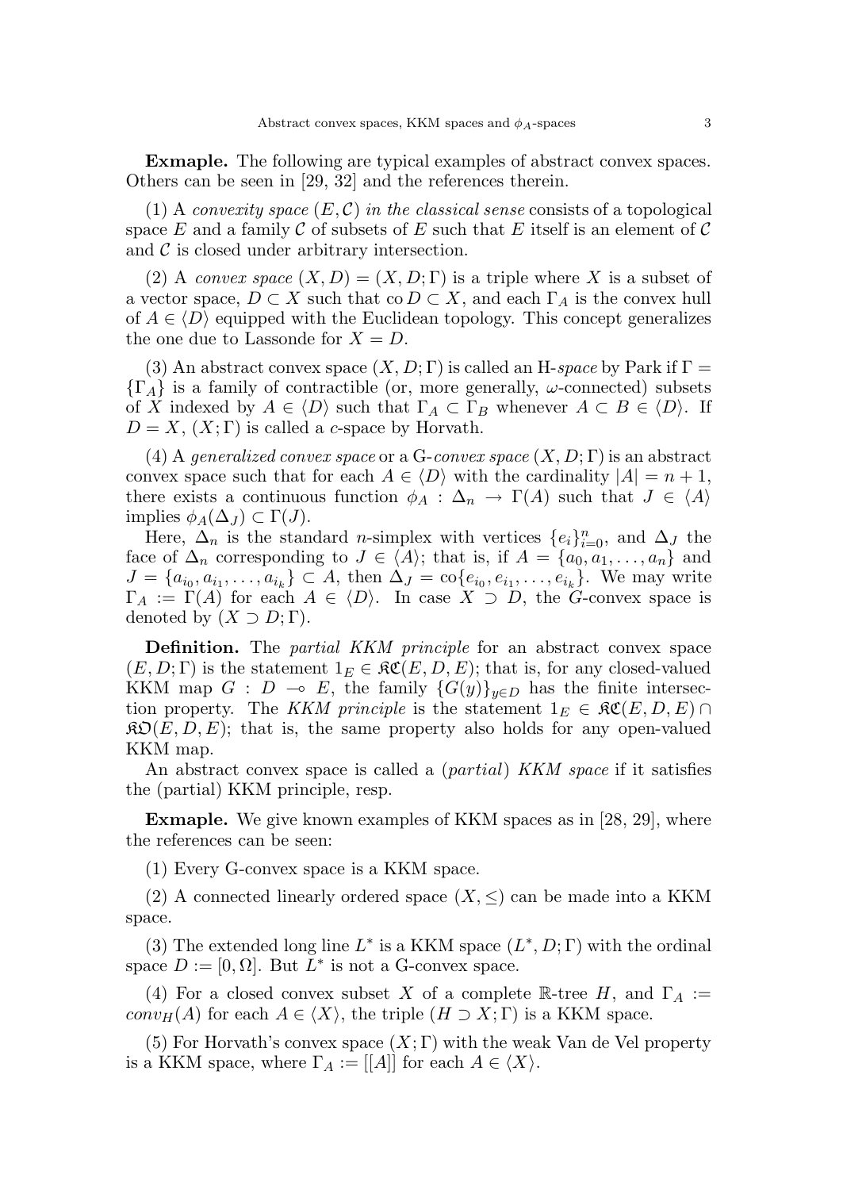**Exmaple.** The following are typical examples of abstract convex spaces. Others can be seen in [29, 32] and the references therein.

(1) A *convexity space* $(E, \mathcal{C})$ *in the classical sense* consists of a topological space $E$ and a family $\mathcal{C}$ of subsets of $E$ such that $E$ itself is an element of $\mathcal{C}$ and $\mathcal{C}$ is closed under arbitrary intersection.

(2) A *convex space* $(X, D) = (X, D; \Gamma)$ is a triple where $X$ is a subset of a vector space, $D \subset X$ such that $\mathrm{co}\, D \subset X$, and each $\Gamma_A$ is the convex hull of $A \in \langle D \rangle$ equipped with the Euclidean topology. This concept generalizes the one due to Lassonde for $X = D$.

(3) An abstract convex space $(X, D; \Gamma)$ is called an H-*space* by Park if $\Gamma = \{\Gamma_A\}$ is a family of contractible (or, more generally, $\omega$-connected) subsets of $X$ indexed by $A \in \langle D \rangle$ such that $\Gamma_A \subset \Gamma_B$ whenever $A \subset B \in \langle D \rangle$. If $D = X$, $(X; \Gamma)$ is called a $c$-space by Horvath.

(4) A *generalized convex space* or a G-*convex space* $(X, D; \Gamma)$ is an abstract convex space such that for each $A \in \langle D \rangle$ with the cardinality $|A| = n + 1$, there exists a continuous function $\phi_A : \Delta_n \to \Gamma(A)$ such that $J \in \langle A \rangle$ implies $\phi_A(\Delta_J) \subset \Gamma(J)$.

Here, $\Delta_n$ is the standard $n$-simplex with vertices $\{e_i\}_{i=0}^n$, and $\Delta_J$ the face of $\Delta_n$ corresponding to $J \in \langle A \rangle$; that is, if $A = \{a_0, a_1, \ldots, a_n\}$ and $J = \{a_{i_0}, a_{i_1}, \ldots, a_{i_k}\} \subset A$, then $\Delta_J = \mathrm{co}\{e_{i_0}, e_{i_1}, \ldots, e_{i_k}\}$. We may write $\Gamma_A := \Gamma(A)$ for each $A \in \langle D \rangle$. In case $X \supset D$, the $G$-convex space is denoted by $(X \supset D; \Gamma)$.

**Definition.** The *partial KKM principle* for an abstract convex space $(E, D; \Gamma)$ is the statement $1_E \in \mathfrak{KC}(E, D, E)$; that is, for any closed-valued KKM map $G : D \multimap E$, the family $\{G(y)\}_{y \in D}$ has the finite intersection property. The *KKM principle* is the statement $1_E \in \mathfrak{KC}(E, D, E) \cap \mathfrak{KO}(E, D, E)$; that is, the same property also holds for any open-valued KKM map.

An abstract convex space is called a (*partial*) *KKM space* if it satisfies the (partial) KKM principle, resp.

**Exmaple.** We give known examples of KKM spaces as in [28, 29], where the references can be seen:

(1) Every G-convex space is a KKM space.

(2) A connected linearly ordered space $(X, \leq)$ can be made into a KKM space.

(3) The extended long line $L^*$ is a KKM space $(L^*, D; \Gamma)$ with the ordinal space $D := [0, \Omega]$. But $L^*$ is not a G-convex space.

(4) For a closed convex subset $X$ of a complete $\mathbb{R}$-tree $H$, and $\Gamma_A := conv_H(A)$ for each $A \in \langle X \rangle$, the triple $(H \supset X; \Gamma)$ is a KKM space.

(5) For Horvath's convex space $(X; \Gamma)$ with the weak Van de Vel property is a KKM space, where $\Gamma_A := [[A]]$ for each $A \in \langle X \rangle$.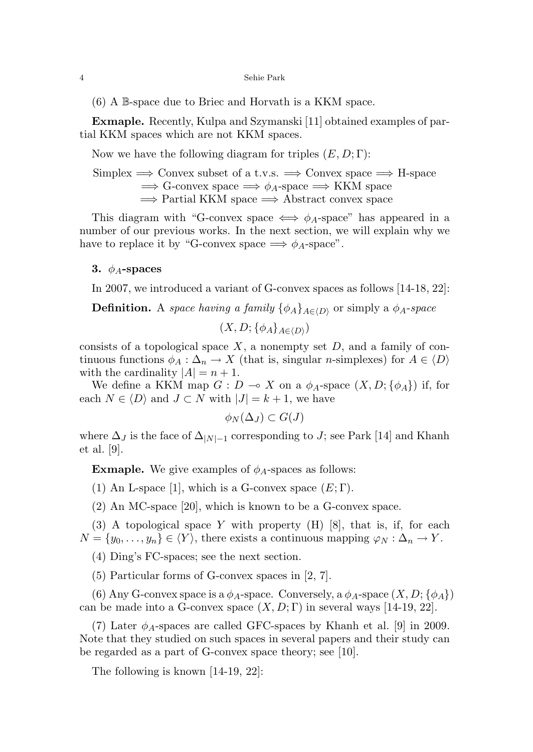(6) A $\mathbb{B}$-space due to Briec and Horvath is a KKM space.

**Exmaple.** Recently, Kulpa and Szymanski [11] obtained examples of partial KKM spaces which are not KKM spaces.

Now we have the following diagram for triples $(E, D; \Gamma)$:

$$\begin{aligned} &\text{Simplex} \Longrightarrow \text{Convex subset of a t.v.s.} \Longrightarrow \text{Convex space} \Longrightarrow \text{H-space} \\ &\quad \Longrightarrow \text{G-convex space} \Longrightarrow \phi_A\text{-space} \Longrightarrow \text{KKM space} \\ &\quad \Longrightarrow \text{Partial KKM space} \Longrightarrow \text{Abstract convex space} \end{aligned}$$

This diagram with "G-convex space $\Longleftrightarrow$ $\phi_A$-space" has appeared in a number of our previous works. In the next section, we will explain why we have to replace it by "G-convex space $\Longrightarrow$ $\phi_A$-space".

## 3. $\phi_A$-spaces

In 2007, we introduced a variant of G-convex spaces as follows [14-18, 22]:

**Definition.** A *space having a family* $\{\phi_A\}_{A\in\langle D\rangle}$ or simply a $\phi_A$-*space*

$$(X, D; \{\phi_A\}_{A\in\langle D\rangle})$$

consists of a topological space $X$, a nonempty set $D$, and a family of continuous functions $\phi_A : \Delta_n \to X$ (that is, singular $n$-simplexes) for $A \in \langle D\rangle$ with the cardinality $|A| = n + 1$.

We define a KKM map $G : D \multimap X$ on a $\phi_A$-space $(X, D; \{\phi_A\})$ if, for each $N \in \langle D\rangle$ and $J \subset N$ with $|J| = k + 1$, we have

$$\phi_N(\Delta_J) \subset G(J)$$

where $\Delta_J$ is the face of $\Delta_{|N|-1}$ corresponding to $J$; see Park [14] and Khanh et al. [9].

**Exmaple.** We give examples of $\phi_A$-spaces as follows:

(1) An L-space [1], which is a G-convex space $(E; \Gamma)$.

(2) An MC-space [20], which is known to be a G-convex space.

(3) A topological space $Y$ with property (H) [8], that is, if, for each $N = \{y_0, \ldots, y_n\} \in \langle Y\rangle$, there exists a continuous mapping $\varphi_N : \Delta_n \to Y$.

(4) Ding's FC-spaces; see the next section.

(5) Particular forms of G-convex spaces in [2, 7].

(6) Any G-convex space is a $\phi_A$-space. Conversely, a $\phi_A$-space $(X, D; \{\phi_A\})$ can be made into a G-convex space $(X, D; \Gamma)$ in several ways [14-19, 22].

(7) Later $\phi_A$-spaces are called GFC-spaces by Khanh et al. [9] in 2009. Note that they studied on such spaces in several papers and their study can be regarded as a part of G-convex space theory; see [10].

The following is known [14-19, 22]: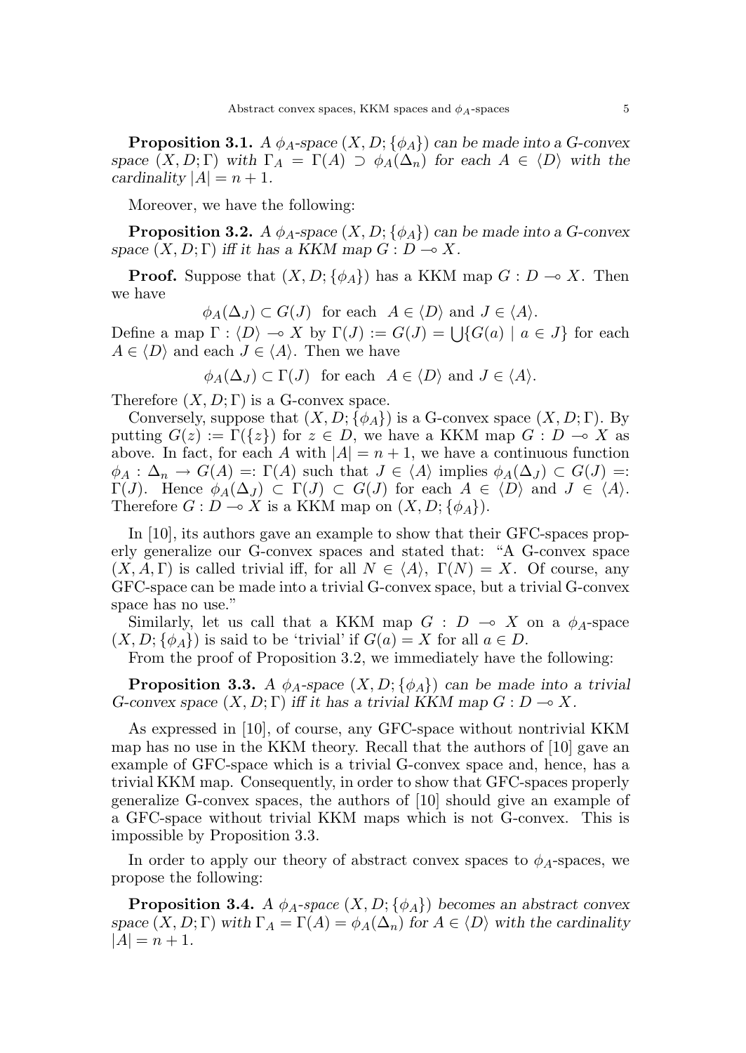**Proposition 3.1.** *A $\phi_A$-space $(X, D; \{\phi_A\})$ can be made into a G-convex space $(X, D; \Gamma)$ with $\Gamma_A = \Gamma(A) \supset \phi_A(\Delta_n)$ for each $A \in \langle D \rangle$ with the cardinality $|A| = n + 1$.*

Moreover, we have the following:

**Proposition 3.2.** *A $\phi_A$-space $(X, D; \{\phi_A\})$ can be made into a G-convex space $(X, D; \Gamma)$ iff it has a KKM map $G : D \multimap X$.*

**Proof.** Suppose that $(X, D; \{\phi_A\})$ has a KKM map $G : D \multimap X$. Then we have

$$\phi_A(\Delta_J) \subset G(J) \quad \text{for each} \quad A \in \langle D \rangle \text{ and } J \in \langle A \rangle.$$

Define a map $\Gamma : \langle D \rangle \multimap X$ by $\Gamma(J) := G(J) = \bigcup\{G(a) \mid a \in J\}$ for each $A \in \langle D \rangle$ and each $J \in \langle A \rangle$. Then we have

$$\phi_A(\Delta_J) \subset \Gamma(J) \quad \text{for each} \quad A \in \langle D \rangle \text{ and } J \in \langle A \rangle.$$

Therefore $(X, D; \Gamma)$ is a G-convex space.

Conversely, suppose that $(X, D; \{\phi_A\})$ is a G-convex space $(X, D; \Gamma)$. By putting $G(z) := \Gamma(\{z\})$ for $z \in D$, we have a KKM map $G : D \multimap X$ as above. In fact, for each $A$ with $|A| = n+1$, we have a continuous function $\phi_A : \Delta_n \to G(A) =: \Gamma(A)$ such that $J \in \langle A \rangle$ implies $\phi_A(\Delta_J) \subset G(J) =: \Gamma(J)$. Hence $\phi_A(\Delta_J) \subset \Gamma(J) \subset G(J)$ for each $A \in \langle D \rangle$ and $J \in \langle A \rangle$. Therefore $G : D \multimap X$ is a KKM map on $(X, D; \{\phi_A\})$.

In [10], its authors gave an example to show that their GFC-spaces properly generalize our G-convex spaces and stated that: "A G-convex space $(X, A, \Gamma)$ is called trivial iff, for all $N \in \langle A \rangle$, $\Gamma(N) = X$. Of course, any GFC-space can be made into a trivial G-convex space, but a trivial G-convex space has no use."

Similarly, let us call that a KKM map $G : D \multimap X$ on a $\phi_A$-space $(X, D; \{\phi_A\})$ is said to be 'trivial' if $G(a) = X$ for all $a \in D$.

From the proof of Proposition 3.2, we immediately have the following:

**Proposition 3.3.** *A $\phi_A$-space $(X, D; \{\phi_A\})$ can be made into a trivial G-convex space $(X, D; \Gamma)$ iff it has a trivial KKM map $G : D \multimap X$.*

As expressed in [10], of course, any GFC-space without nontrivial KKM map has no use in the KKM theory. Recall that the authors of [10] gave an example of GFC-space which is a trivial G-convex space and, hence, has a trivial KKM map. Consequently, in order to show that GFC-spaces properly generalize G-convex spaces, the authors of [10] should give an example of a GFC-space without trivial KKM maps which is not G-convex. This is impossible by Proposition 3.3.

In order to apply our theory of abstract convex spaces to $\phi_A$-spaces, we propose the following:

**Proposition 3.4.** *A $\phi_A$-space $(X, D; \{\phi_A\})$ becomes an abstract convex space $(X, D; \Gamma)$ with $\Gamma_A = \Gamma(A) = \phi_A(\Delta_n)$ for $A \in \langle D \rangle$ with the cardinality $|A| = n + 1$.*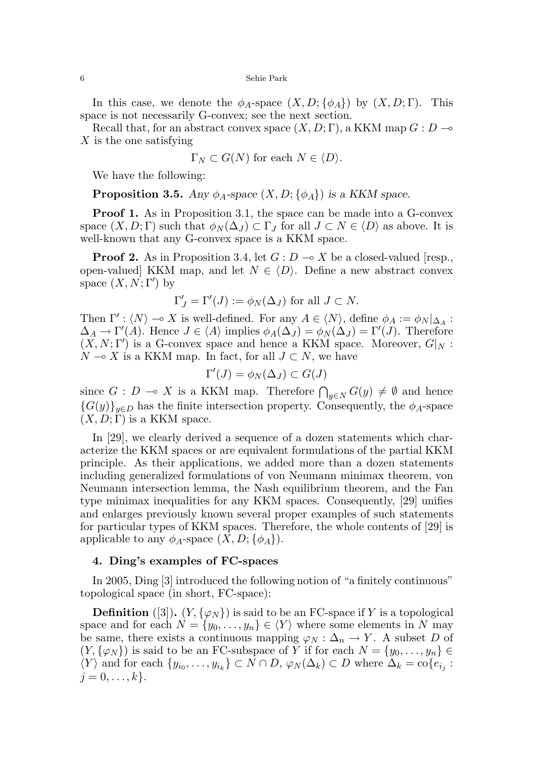In this case, we denote the $\phi_A$-space $(X, D; \{\phi_A\})$ by $(X, D; \Gamma)$. This space is not necessarily G-convex; see the next section.

Recall that, for an abstract convex space $(X, D; \Gamma)$, a KKM map $G : D \multimap X$ is the one satisfying

$$\Gamma_N \subset G(N) \text{ for each } N \in \langle D \rangle.$$

We have the following:

**Proposition 3.5.** *Any $\phi_A$-space $(X, D; \{\phi_A\})$ is a KKM space.*

**Proof 1.** As in Proposition 3.1, the space can be made into a G-convex space $(X, D; \Gamma)$ such that $\phi_N(\Delta_J) \subset \Gamma_J$ for all $J \subset N \in \langle D \rangle$ as above. It is well-known that any G-convex space is a KKM space.

**Proof 2.** As in Proposition 3.4, let $G : D \multimap X$ be a closed-valued [resp., open-valued] KKM map, and let $N \in \langle D \rangle$. Define a new abstract convex space $(X, N; \Gamma')$ by

$$\Gamma'_J = \Gamma'(J) := \phi_N(\Delta_J) \text{ for all } J \subset N.$$

Then $\Gamma' : \langle N \rangle \multimap X$ is well-defined. For any $A \in \langle N \rangle$, define $\phi_A := \phi_N|_{\Delta_A} : \Delta_A \to \Gamma'(A)$. Hence $J \in \langle A \rangle$ implies $\phi_A(\Delta_J) = \phi_N(\Delta_J) = \Gamma'(J)$. Therefore $(X, N; \Gamma')$ is a G-convex space and hence a KKM space. Moreover, $G|_N : N \multimap X$ is a KKM map. In fact, for all $J \subset N$, we have

$$\Gamma'(J) = \phi_N(\Delta_J) \subset G(J)$$

since $G : D \multimap X$ is a KKM map. Therefore $\bigcap_{y \in N} G(y) \neq \emptyset$ and hence $\{G(y)\}_{y \in D}$ has the finite intersection property. Consequently, the $\phi_A$-space $(X, D; \Gamma)$ is a KKM space.

In [29], we clearly derived a sequence of a dozen statements which characterize the KKM spaces or are equivalent formulations of the partial KKM principle. As their applications, we added more than a dozen statements including generalized formulations of von Neumann minimax theorem, von Neumann intersection lemma, the Nash equilibrium theorem, and the Fan type minimax inequalities for any KKM spaces. Consequently, [29] unifies and enlarges previously known several proper examples of such statements for particular types of KKM spaces. Therefore, the whole contents of [29] is applicable to any $\phi_A$-space $(X, D; \{\phi_A\})$.

## 4. Ding's examples of FC-spaces

In 2005, Ding [3] introduced the following notion of "a finitely continuous" topological space (in short, FC-space):

**Definition** ([3])**.** $(Y, \{\varphi_N\})$ is said to be an FC-space if $Y$ is a topological space and for each $N = \{y_0, \ldots, y_n\} \in \langle Y \rangle$ where some elements in $N$ may be same, there exists a continuous mapping $\varphi_N : \Delta_n \to Y$. A subset $D$ of $(Y, \{\varphi_N\})$ is said to be an FC-subspace of $Y$ if for each $N = \{y_0, \ldots, y_n\} \in \langle Y \rangle$ and for each $\{y_{i_0}, \ldots, y_{i_k}\} \subset N \cap D$, $\varphi_N(\Delta_k) \subset D$ where $\Delta_k = \mathrm{co}\{e_{i_j} : j = 0, \ldots, k\}$.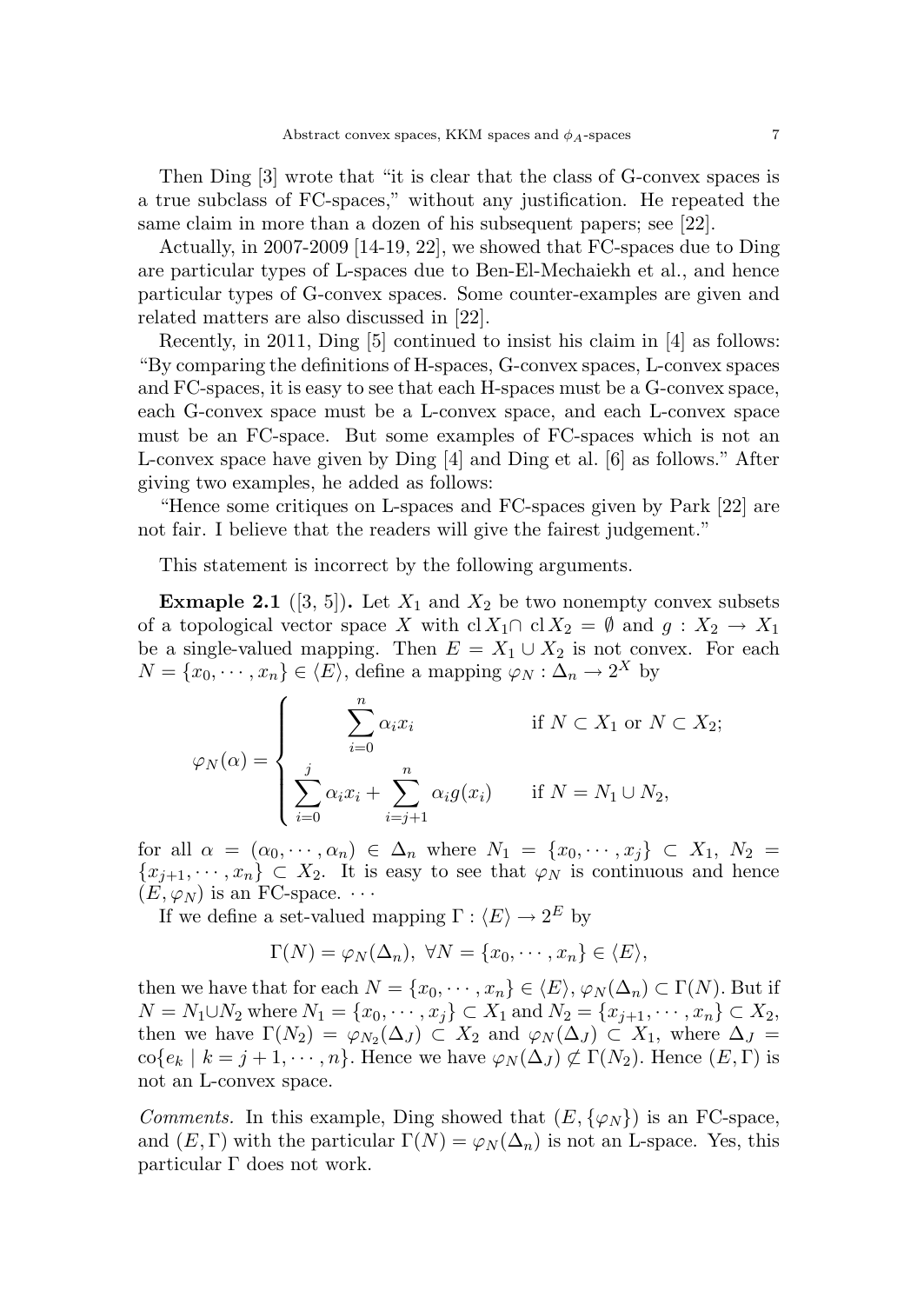Then Ding [3] wrote that "it is clear that the class of G-convex spaces is a true subclass of FC-spaces," without any justification. He repeated the same claim in more than a dozen of his subsequent papers; see [22].

Actually, in 2007-2009 [14-19, 22], we showed that FC-spaces due to Ding are particular types of L-spaces due to Ben-El-Mechaiekh et al., and hence particular types of G-convex spaces. Some counter-examples are given and related matters are also discussed in [22].

Recently, in 2011, Ding [5] continued to insist his claim in [4] as follows: "By comparing the definitions of H-spaces, G-convex spaces, L-convex spaces and FC-spaces, it is easy to see that each H-spaces must be a G-convex space, each G-convex space must be a L-convex space, and each L-convex space must be an FC-space. But some examples of FC-spaces which is not an L-convex space have given by Ding [4] and Ding et al. [6] as follows." After giving two examples, he added as follows:

"Hence some critiques on L-spaces and FC-spaces given by Park [22] are not fair. I believe that the readers will give the fairest judgement."

This statement is incorrect by the following arguments.

**Exmaple 2.1** ([3, 5])**.** Let $X_1$ and $X_2$ be two nonempty convex subsets of a topological vector space $X$ with $\mathrm{cl}\, X_1 \cap \mathrm{cl}\, X_2 = \emptyset$ and $g : X_2 \to X_1$ be a single-valued mapping. Then $E = X_1 \cup X_2$ is not convex. For each $N = \{x_0, \cdots, x_n\} \in \langle E \rangle$, define a mapping $\varphi_N : \Delta_n \to 2^X$ by

$$\varphi_N(\alpha) = \begin{cases} \displaystyle\sum_{i=0}^{n} \alpha_i x_i & \text{if } N \subset X_1 \text{ or } N \subset X_2; \\ \displaystyle\sum_{i=0}^{j} \alpha_i x_i + \sum_{i=j+1}^{n} \alpha_i g(x_i) & \text{if } N = N_1 \cup N_2, \end{cases}$$

for all $\alpha = (\alpha_0, \cdots, \alpha_n) \in \Delta_n$ where $N_1 = \{x_0, \cdots, x_j\} \subset X_1$, $N_2 = \{x_{j+1}, \cdots, x_n\} \subset X_2$. It is easy to see that $\varphi_N$ is continuous and hence $(E, \varphi_N)$ is an FC-space. $\cdots$

If we define a set-valued mapping $\Gamma : \langle E \rangle \to 2^E$ by

$$\Gamma(N) = \varphi_N(\Delta_n), \ \forall N = \{x_0, \cdots, x_n\} \in \langle E \rangle,$$

then we have that for each $N = \{x_0, \cdots, x_n\} \in \langle E \rangle$, $\varphi_N(\Delta_n) \subset \Gamma(N)$. But if $N = N_1 \cup N_2$ where $N_1 = \{x_0, \cdots, x_j\} \subset X_1$ and $N_2 = \{x_{j+1}, \cdots, x_n\} \subset X_2$, then we have $\Gamma(N_2) = \varphi_{N_2}(\Delta_J) \subset X_2$ and $\varphi_N(\Delta_J) \subset X_1$, where $\Delta_J = \mathrm{co}\{e_k \mid k = j+1, \cdots, n\}$. Hence we have $\varphi_N(\Delta_J) \not\subset \Gamma(N_2)$. Hence $(E, \Gamma)$ is not an L-convex space.

*Comments.* In this example, Ding showed that $(E, \{\varphi_N\})$ is an FC-space, and $(E, \Gamma)$ with the particular $\Gamma(N) = \varphi_N(\Delta_n)$ is not an L-space. Yes, this particular $\Gamma$ does not work.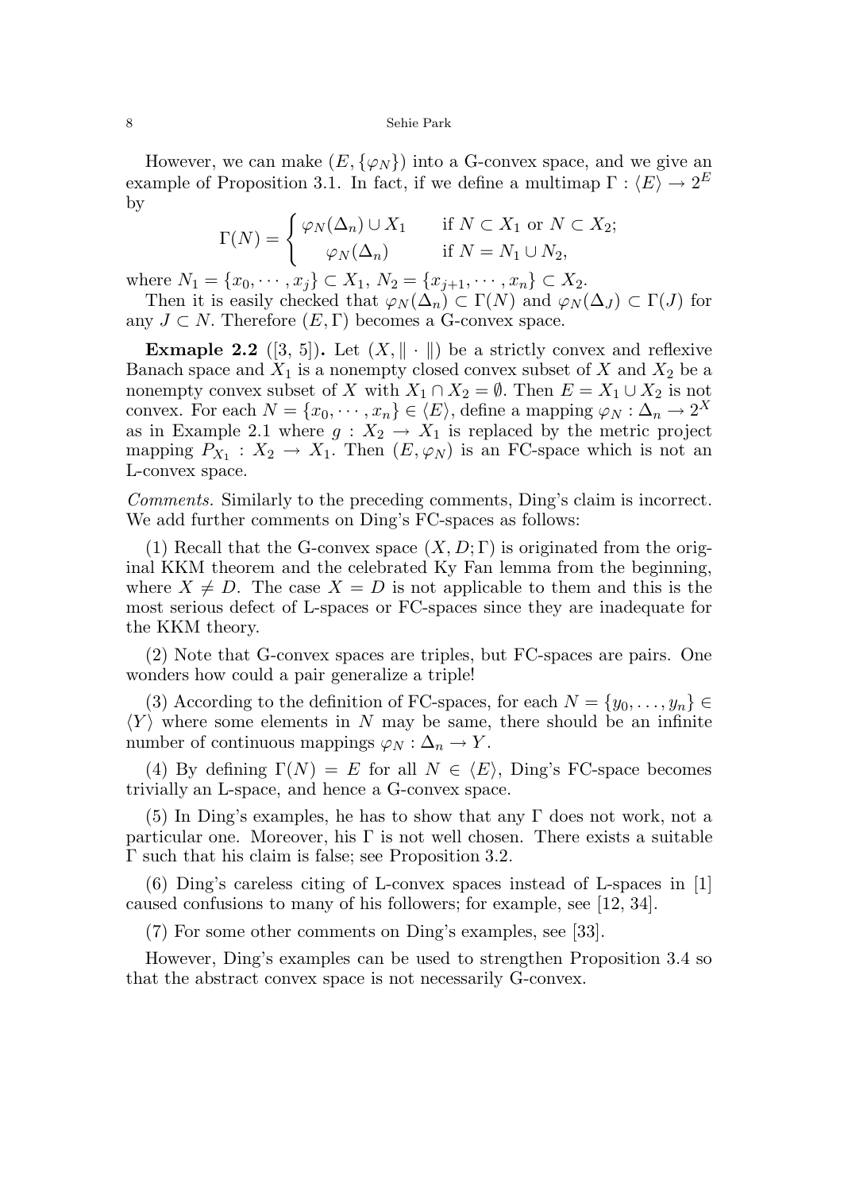However, we can make $(E, \{\varphi_N\})$ into a G-convex space, and we give an example of Proposition 3.1. In fact, if we define a multimap $\Gamma : \langle E \rangle \to 2^E$ by

$$\Gamma(N) = \begin{cases} \varphi_N(\Delta_n) \cup X_1 & \text{if } N \subset X_1 \text{ or } N \subset X_2; \\ \varphi_N(\Delta_n) & \text{if } N = N_1 \cup N_2, \end{cases}$$

where $N_1 = \{x_0, \cdots, x_j\} \subset X_1$, $N_2 = \{x_{j+1}, \cdots, x_n\} \subset X_2$.

Then it is easily checked that $\varphi_N(\Delta_n) \subset \Gamma(N)$ and $\varphi_N(\Delta_J) \subset \Gamma(J)$ for any $J \subset N$. Therefore $(E, \Gamma)$ becomes a G-convex space.

**Exmaple 2.2** ([3, 5])**.** Let $(X, \|\cdot\|)$ be a strictly convex and reflexive Banach space and $X_1$ is a nonempty closed convex subset of $X$ and $X_2$ be a nonempty convex subset of $X$ with $X_1 \cap X_2 = \emptyset$. Then $E = X_1 \cup X_2$ is not convex. For each $N = \{x_0, \cdots, x_n\} \in \langle E \rangle$, define a mapping $\varphi_N : \Delta_n \to 2^X$ as in Example 2.1 where $g : X_2 \to X_1$ is replaced by the metric project mapping $P_{X_1} : X_2 \to X_1$. Then $(E, \varphi_N)$ is an FC-space which is not an L-convex space.

*Comments.* Similarly to the preceding comments, Ding's claim is incorrect. We add further comments on Ding's FC-spaces as follows:

(1) Recall that the G-convex space $(X, D; \Gamma)$ is originated from the original KKM theorem and the celebrated Ky Fan lemma from the beginning, where $X \neq D$. The case $X = D$ is not applicable to them and this is the most serious defect of L-spaces or FC-spaces since they are inadequate for the KKM theory.

(2) Note that G-convex spaces are triples, but FC-spaces are pairs. One wonders how could a pair generalize a triple!

(3) According to the definition of FC-spaces, for each $N = \{y_0, \ldots, y_n\} \in \langle Y \rangle$ where some elements in $N$ may be same, there should be an infinite number of continuous mappings $\varphi_N : \Delta_n \to Y$.

(4) By defining $\Gamma(N) = E$ for all $N \in \langle E \rangle$, Ding's FC-space becomes trivially an L-space, and hence a G-convex space.

(5) In Ding's examples, he has to show that any $\Gamma$ does not work, not a particular one. Moreover, his $\Gamma$ is not well chosen. There exists a suitable $\Gamma$ such that his claim is false; see Proposition 3.2.

(6) Ding's careless citing of L-convex spaces instead of L-spaces in [1] caused confusions to many of his followers; for example, see [12, 34].

(7) For some other comments on Ding's examples, see [33].

However, Ding's examples can be used to strengthen Proposition 3.4 so that the abstract convex space is not necessarily G-convex.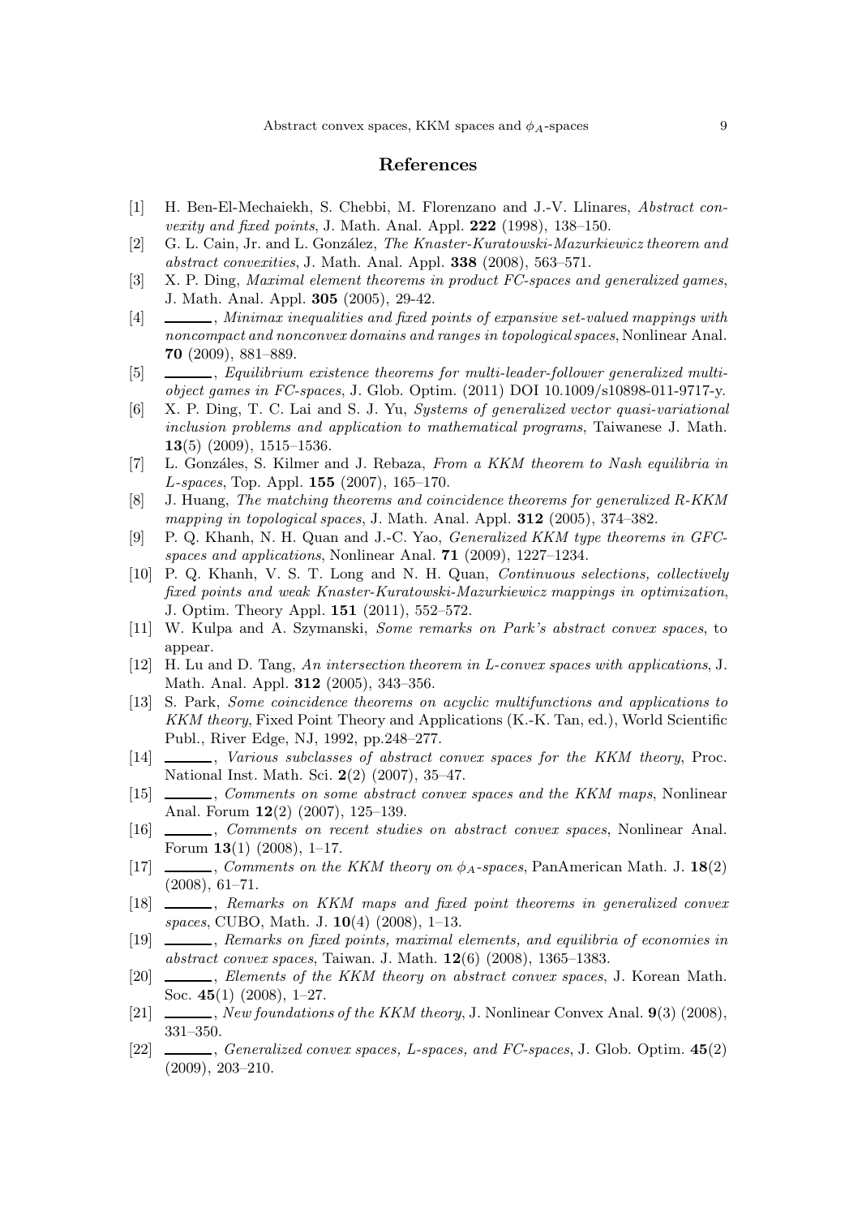## References

[1] H. Ben-El-Mechaiekh, S. Chebbi, M. Florenzano and J.-V. Llinares, *Abstract convexity and fixed points*, J. Math. Anal. Appl. **222** (1998), 138–150.

[2] G. L. Cain, Jr. and L. González, *The Knaster-Kuratowski-Mazurkiewicz theorem and abstract convexities*, J. Math. Anal. Appl. **338** (2008), 563–571.

[3] X. P. Ding, *Maximal element theorems in product FC-spaces and generalized games*, J. Math. Anal. Appl. **305** (2005), 29-42.

[4] ______, *Minimax inequalities and fixed points of expansive set-valued mappings with noncompact and nonconvex domains and ranges in topological spaces*, Nonlinear Anal. **70** (2009), 881–889.

[5] ______, *Equilibrium existence theorems for multi-leader-follower generalized multiobject games in FC-spaces*, J. Glob. Optim. (2011) DOI 10.1009/s10898-011-9717-y.

[6] X. P. Ding, T. C. Lai and S. J. Yu, *Systems of generalized vector quasi-variational inclusion problems and application to mathematical programs*, Taiwanese J. Math. **13**(5) (2009), 1515–1536.

[7] L. Gonzáles, S. Kilmer and J. Rebaza, *From a KKM theorem to Nash equilibria in L-spaces*, Top. Appl. **155** (2007), 165–170.

[8] J. Huang, *The matching theorems and coincidence theorems for generalized R-KKM mapping in topological spaces*, J. Math. Anal. Appl. **312** (2005), 374–382.

[9] P. Q. Khanh, N. H. Quan and J.-C. Yao, *Generalized KKM type theorems in GFC-spaces and applications*, Nonlinear Anal. **71** (2009), 1227–1234.

[10] P. Q. Khanh, V. S. T. Long and N. H. Quan, *Continuous selections, collectively fixed points and weak Knaster-Kuratowski-Mazurkiewicz mappings in optimization*, J. Optim. Theory Appl. **151** (2011), 552–572.

[11] W. Kulpa and A. Szymanski, *Some remarks on Park's abstract convex spaces*, to appear.

[12] H. Lu and D. Tang, *An intersection theorem in L-convex spaces with applications*, J. Math. Anal. Appl. **312** (2005), 343–356.

[13] S. Park, *Some coincidence theorems on acyclic multifunctions and applications to KKM theory*, Fixed Point Theory and Applications (K.-K. Tan, ed.), World Scientific Publ., River Edge, NJ, 1992, pp.248–277.

[14] ______, *Various subclasses of abstract convex spaces for the KKM theory*, Proc. National Inst. Math. Sci. **2**(2) (2007), 35–47.

[15] ______, *Comments on some abstract convex spaces and the KKM maps*, Nonlinear Anal. Forum **12**(2) (2007), 125–139.

[16] ______, *Comments on recent studies on abstract convex spaces*, Nonlinear Anal. Forum **13**(1) (2008), 1–17.

[17] ______, *Comments on the KKM theory on $\phi_A$-spaces*, PanAmerican Math. J. **18**(2) (2008), 61–71.

[18] ______, *Remarks on KKM maps and fixed point theorems in generalized convex spaces*, CUBO, Math. J. **10**(4) (2008), 1–13.

[19] ______, *Remarks on fixed points, maximal elements, and equilibria of economies in abstract convex spaces*, Taiwan. J. Math. **12**(6) (2008), 1365–1383.

[20] ______, *Elements of the KKM theory on abstract convex spaces*, J. Korean Math. Soc. **45**(1) (2008), 1–27.

[21] ______, *New foundations of the KKM theory*, J. Nonlinear Convex Anal. **9**(3) (2008), 331–350.

[22] ______, *Generalized convex spaces, L-spaces, and FC-spaces*, J. Glob. Optim. **45**(2) (2009), 203–210.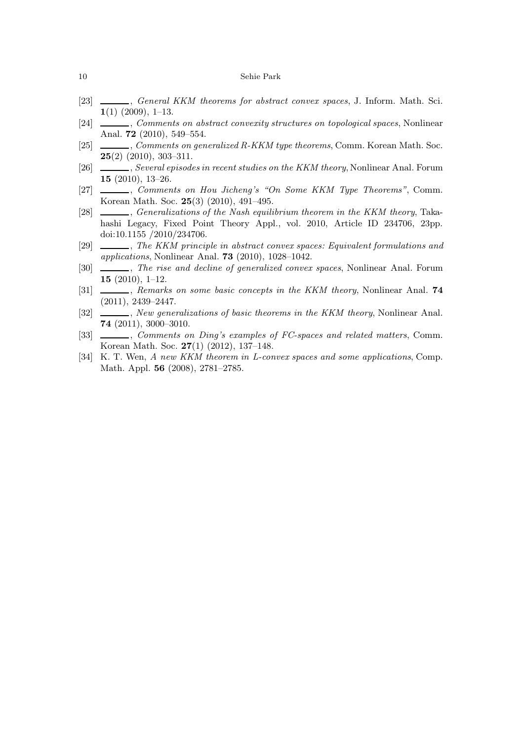[23] ______, *General KKM theorems for abstract convex spaces*, J. Inform. Math. Sci. **1**(1) (2009), 1–13.

[24] ______, *Comments on abstract convexity structures on topological spaces*, Nonlinear Anal. **72** (2010), 549–554.

[25] ______, *Comments on generalized R-KKM type theorems*, Comm. Korean Math. Soc. **25**(2) (2010), 303–311.

[26] ______, *Several episodes in recent studies on the KKM theory*, Nonlinear Anal. Forum **15** (2010), 13–26.

[27] ______, *Comments on Hou Jicheng's "On Some KKM Type Theorems"*, Comm. Korean Math. Soc. **25**(3) (2010), 491–495.

[28] ______, *Generalizations of the Nash equilibrium theorem in the KKM theory*, Takahashi Legacy, Fixed Point Theory Appl., vol. 2010, Article ID 234706, 23pp. doi:10.1155 /2010/234706.

[29] ______, *The KKM principle in abstract convex spaces: Equivalent formulations and applications*, Nonlinear Anal. **73** (2010), 1028–1042.

[30] ______, *The rise and decline of generalized convex spaces*, Nonlinear Anal. Forum **15** (2010), 1–12.

[31] ______, *Remarks on some basic concepts in the KKM theory*, Nonlinear Anal. **74** (2011), 2439–2447.

[32] ______, *New generalizations of basic theorems in the KKM theory*, Nonlinear Anal. **74** (2011), 3000–3010.

[33] ______, *Comments on Ding's examples of FC-spaces and related matters*, Comm. Korean Math. Soc. **27**(1) (2012), 137–148.

[34] K. T. Wen, *A new KKM theorem in L-convex spaces and some applications*, Comp. Math. Appl. **56** (2008), 2781–2785.